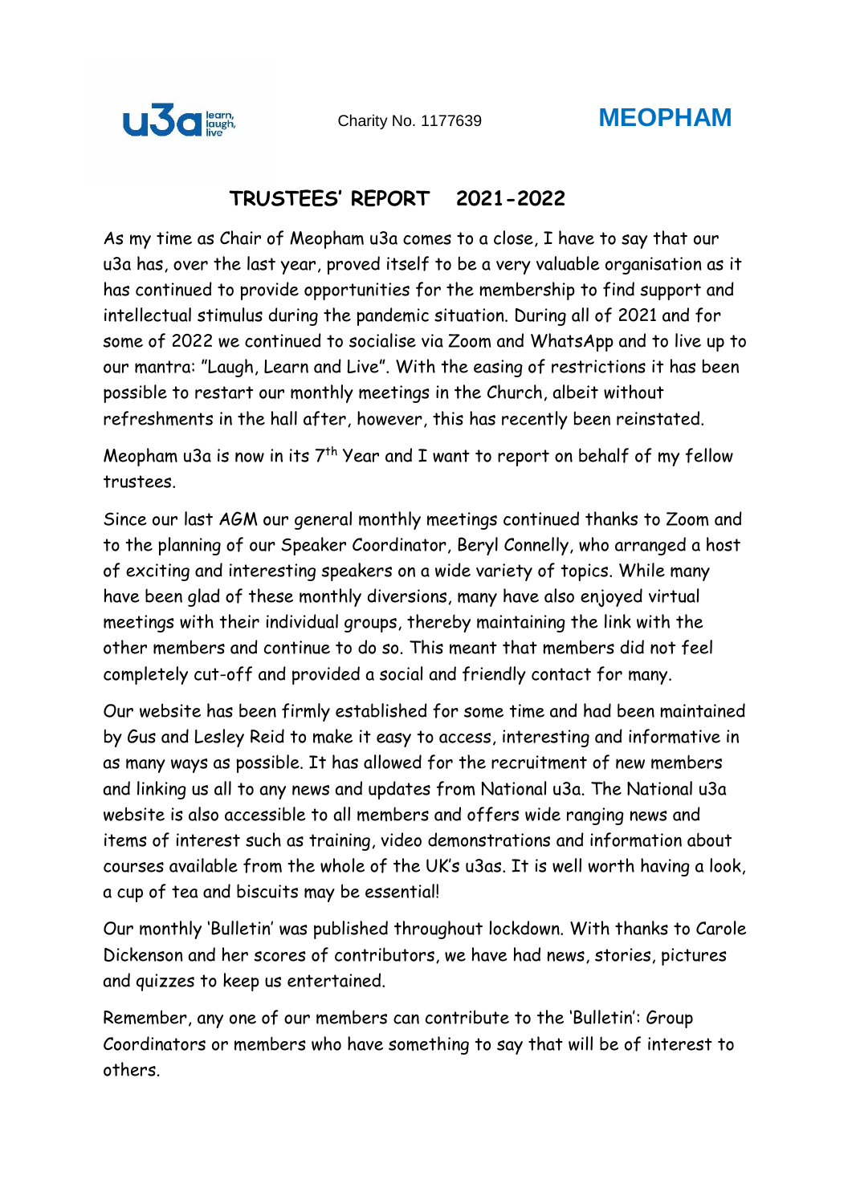u3a learn, laugh, live     Charity No. 1177639     **MEOPHAM**

# TRUSTEES' REPORT   2021-2022

As my time as Chair of Meopham u3a comes to a close, I have to say that our u3a has, over the last year, proved itself to be a very valuable organisation as it has continued to provide opportunities for the membership to find support and intellectual stimulus during the pandemic situation. During all of 2021 and for some of 2022 we continued to socialise via Zoom and WhatsApp and to live up to our mantra: "Laugh, Learn and Live". With the easing of restrictions it has been possible to restart our monthly meetings in the Church, albeit without refreshments in the hall after, however, this has recently been reinstated.

Meopham u3a is now in its 7th Year and I want to report on behalf of my fellow trustees.

Since our last AGM our general monthly meetings continued thanks to Zoom and to the planning of our Speaker Coordinator, Beryl Connelly, who arranged a host of exciting and interesting speakers on a wide variety of topics. While many have been glad of these monthly diversions, many have also enjoyed virtual meetings with their individual groups, thereby maintaining the link with the other members and continue to do so. This meant that members did not feel completely cut-off and provided a social and friendly contact for many.

Our website has been firmly established for some time and had been maintained by Gus and Lesley Reid to make it easy to access, interesting and informative in as many ways as possible. It has allowed for the recruitment of new members and linking us all to any news and updates from National u3a. The National u3a website is also accessible to all members and offers wide ranging news and items of interest such as training, video demonstrations and information about courses available from the whole of the UK's u3as. It is well worth having a look, a cup of tea and biscuits may be essential!

Our monthly 'Bulletin' was published throughout lockdown. With thanks to Carole Dickenson and her scores of contributors, we have had news, stories, pictures and quizzes to keep us entertained.

Remember, any one of our members can contribute to the 'Bulletin': Group Coordinators or members who have something to say that will be of interest to others.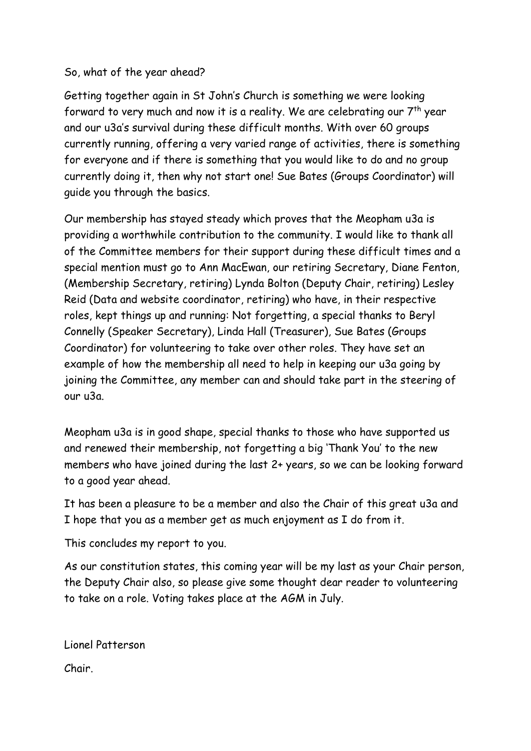So, what of the year ahead?

Getting together again in St John's Church is something we were looking forward to very much and now it is a reality. We are celebrating our 7th year and our u3a's survival during these difficult months. With over 60 groups currently running, offering a very varied range of activities, there is something for everyone and if there is something that you would like to do and no group currently doing it, then why not start one! Sue Bates (Groups Coordinator) will guide you through the basics.

Our membership has stayed steady which proves that the Meopham u3a is providing a worthwhile contribution to the community. I would like to thank all of the Committee members for their support during these difficult times and a special mention must go to Ann MacEwan, our retiring Secretary, Diane Fenton, (Membership Secretary, retiring) Lynda Bolton (Deputy Chair, retiring) Lesley Reid (Data and website coordinator, retiring) who have, in their respective roles, kept things up and running: Not forgetting, a special thanks to Beryl Connelly (Speaker Secretary), Linda Hall (Treasurer), Sue Bates (Groups Coordinator) for volunteering to take over other roles. They have set an example of how the membership all need to help in keeping our u3a going by joining the Committee, any member can and should take part in the steering of our u3a.

Meopham u3a is in good shape, special thanks to those who have supported us and renewed their membership, not forgetting a big 'Thank You' to the new members who have joined during the last 2+ years, so we can be looking forward to a good year ahead.

It has been a pleasure to be a member and also the Chair of this great u3a and I hope that you as a member get as much enjoyment as I do from it.

This concludes my report to you.

As our constitution states, this coming year will be my last as your Chair person, the Deputy Chair also, so please give some thought dear reader to volunteering to take on a role. Voting takes place at the AGM in July.

Lionel Patterson

Chair.